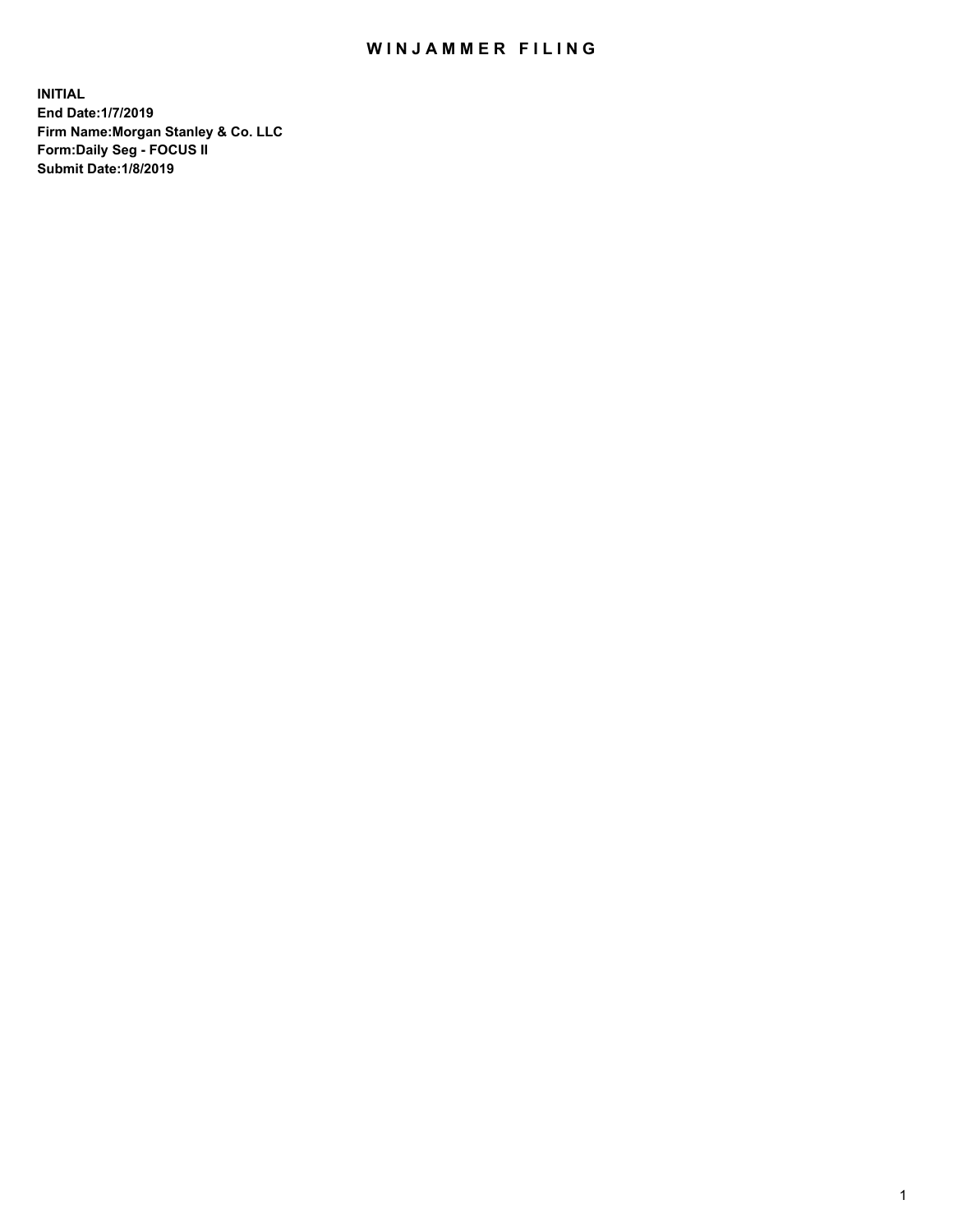# WINJAMMER FILING

**INITIAL**
**End Date:1/7/2019**
**Firm Name:Morgan Stanley & Co. LLC**
**Form:Daily Seg - FOCUS II**
**Submit Date:1/8/2019**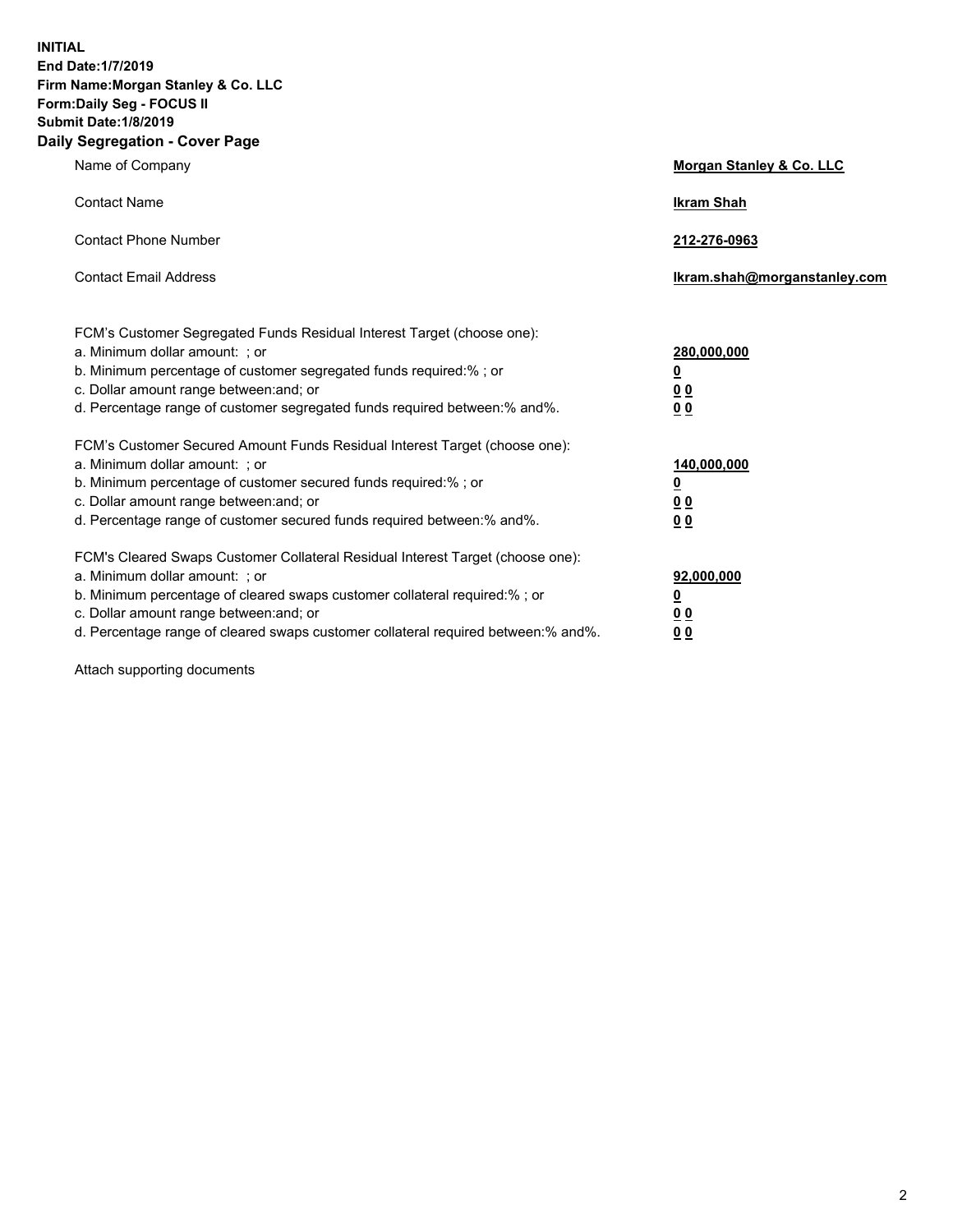**INITIAL**
**End Date:1/7/2019**
**Firm Name:Morgan Stanley & Co. LLC**
**Form:Daily Seg - FOCUS II**
**Submit Date:1/8/2019**

## Daily Segregation - Cover Page

| | |
|---|---|
| Name of Company | **Morgan Stanley & Co. LLC** |
| Contact Name | **Ikram Shah** |
| Contact Phone Number | **212-276-0963** |
| Contact Email Address | **Ikram.shah@morganstanley.com** |

| | |
|---|---|
| FCM's Customer Segregated Funds Residual Interest Target (choose one): | |
| a. Minimum dollar amount: ; or | **280,000,000** |
| b. Minimum percentage of customer segregated funds required:% ; or | **0** |
| c. Dollar amount range between:and; or | **0 0** |
| d. Percentage range of customer segregated funds required between:% and%. | **0 0** |
| FCM's Customer Secured Amount Funds Residual Interest Target (choose one): | |
| a. Minimum dollar amount: ; or | **140,000,000** |
| b. Minimum percentage of customer secured funds required:% ; or | **0** |
| c. Dollar amount range between:and; or | **0 0** |
| d. Percentage range of customer secured funds required between:% and%. | **0 0** |
| FCM's Cleared Swaps Customer Collateral Residual Interest Target (choose one): | |
| a. Minimum dollar amount: ; or | **92,000,000** |
| b. Minimum percentage of cleared swaps customer collateral required:% ; or | **0** |
| c. Dollar amount range between:and; or | **0 0** |
| d. Percentage range of cleared swaps customer collateral required between:% and%. | **0 0** |

Attach supporting documents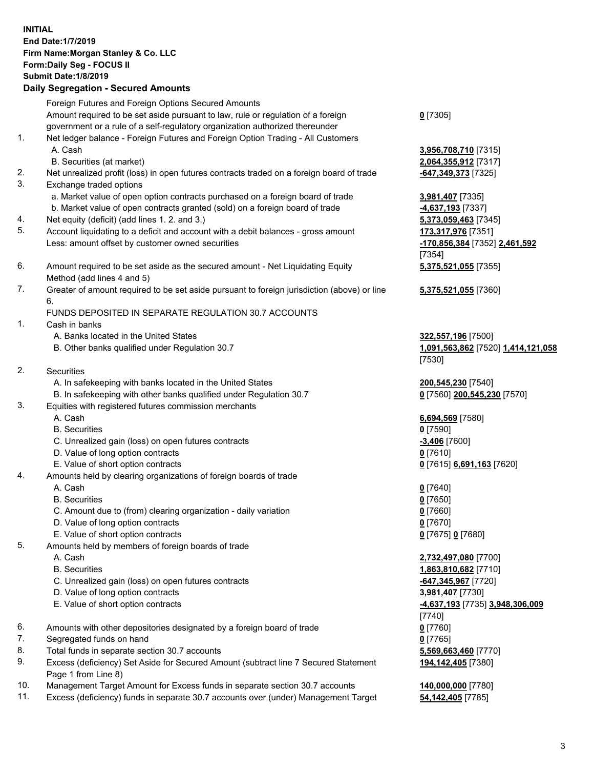**INITIAL**
**End Date:1/7/2019**
**Firm Name:Morgan Stanley & Co. LLC**
**Form:Daily Seg - FOCUS II**
**Submit Date:1/8/2019**

**Daily Segregation - Secured Amounts**

| | | |
|---|---|---|
| | Foreign Futures and Foreign Options Secured Amounts | |
| | Amount required to be set aside pursuant to law, rule or regulation of a foreign government or a rule of a self-regulatory organization authorized thereunder | **0** [7305] |
| 1. | Net ledger balance - Foreign Futures and Foreign Option Trading - All Customers | |
| | A. Cash | **3,956,708,710** [7315] |
| | B. Securities (at market) | **2,064,355,912** [7317] |
| 2. | Net unrealized profit (loss) in open futures contracts traded on a foreign board of trade | **-647,349,373** [7325] |
| 3. | Exchange traded options | |
| | a. Market value of open option contracts purchased on a foreign board of trade | **3,981,407** [7335] |
| | b. Market value of open contracts granted (sold) on a foreign board of trade | **-4,637,193** [7337] |
| 4. | Net equity (deficit) (add lines 1. 2. and 3.) | **5,373,059,463** [7345] |
| 5. | Account liquidating to a deficit and account with a debit balances - gross amount | **173,317,976** [7351] |
| | Less: amount offset by customer owned securities | **-170,856,384** [7352] **2,461,592** [7354] |
| 6. | Amount required to be set aside as the secured amount - Net Liquidating Equity Method (add lines 4 and 5) | **5,375,521,055** [7355] |
| 7. | Greater of amount required to be set aside pursuant to foreign jurisdiction (above) or line 6. | **5,375,521,055** [7360] |
| | FUNDS DEPOSITED IN SEPARATE REGULATION 30.7 ACCOUNTS | |
| 1. | Cash in banks | |
| | A. Banks located in the United States | **322,557,196** [7500] |
| | B. Other banks qualified under Regulation 30.7 | **1,091,563,862** [7520] **1,414,121,058** [7530] |
| 2. | Securities | |
| | A. In safekeeping with banks located in the United States | **200,545,230** [7540] |
| | B. In safekeeping with other banks qualified under Regulation 30.7 | **0** [7560] **200,545,230** [7570] |
| 3. | Equities with registered futures commission merchants | |
| | A. Cash | **6,694,569** [7580] |
| | B. Securities | **0** [7590] |
| | C. Unrealized gain (loss) on open futures contracts | **-3,406** [7600] |
| | D. Value of long option contracts | **0** [7610] |
| | E. Value of short option contracts | **0** [7615] **6,691,163** [7620] |
| 4. | Amounts held by clearing organizations of foreign boards of trade | |
| | A. Cash | **0** [7640] |
| | B. Securities | **0** [7650] |
| | C. Amount due to (from) clearing organization - daily variation | **0** [7660] |
| | D. Value of long option contracts | **0** [7670] |
| | E. Value of short option contracts | **0** [7675] **0** [7680] |
| 5. | Amounts held by members of foreign boards of trade | |
| | A. Cash | **2,732,497,080** [7700] |
| | B. Securities | **1,863,810,682** [7710] |
| | C. Unrealized gain (loss) on open futures contracts | **-647,345,967** [7720] |
| | D. Value of long option contracts | **3,981,407** [7730] |
| | E. Value of short option contracts | **-4,637,193** [7735] **3,948,306,009** [7740] |
| 6. | Amounts with other depositories designated by a foreign board of trade | **0** [7760] |
| 7. | Segregated funds on hand | **0** [7765] |
| 8. | Total funds in separate section 30.7 accounts | **5,569,663,460** [7770] |
| 9. | Excess (deficiency) Set Aside for Secured Amount (subtract line 7 Secured Statement Page 1 from Line 8) | **194,142,405** [7380] |
| 10. | Management Target Amount for Excess funds in separate section 30.7 accounts | **140,000,000** [7780] |
| 11. | Excess (deficiency) funds in separate 30.7 accounts over (under) Management Target | **54,142,405** [7785] |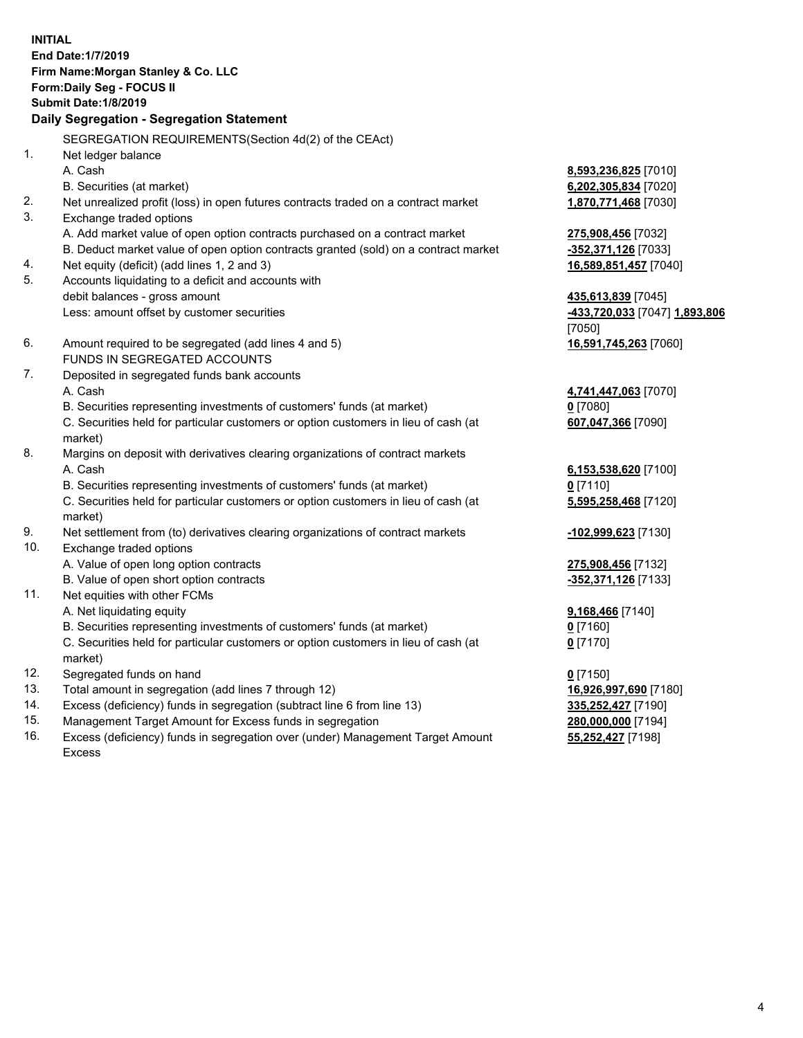**INITIAL**
**End Date:1/7/2019**
**Firm Name:Morgan Stanley & Co. LLC**
**Form:Daily Seg - FOCUS II**
**Submit Date:1/8/2019**

**Daily Segregation - Segregation Statement**

SEGREGATION REQUIREMENTS(Section 4d(2) of the CEAct)

| | | |
|---|---|---|
| 1. | Net ledger balance | |
| | A. Cash | **8,593,236,825** [7010] |
| | B. Securities (at market) | **6,202,305,834** [7020] |
| 2. | Net unrealized profit (loss) in open futures contracts traded on a contract market | **1,870,771,468** [7030] |
| 3. | Exchange traded options | |
| | A. Add market value of open option contracts purchased on a contract market | **275,908,456** [7032] |
| | B. Deduct market value of open option contracts granted (sold) on a contract market | **-352,371,126** [7033] |
| 4. | Net equity (deficit) (add lines 1, 2 and 3) | **16,589,851,457** [7040] |
| 5. | Accounts liquidating to a deficit and accounts with | |
| | debit balances - gross amount | **435,613,839** [7045] |
| | Less: amount offset by customer securities | **-433,720,033** [7047] **1,893,806** [7050] |
| 6. | Amount required to be segregated (add lines 4 and 5) | **16,591,745,263** [7060] |
| | FUNDS IN SEGREGATED ACCOUNTS | |
| 7. | Deposited in segregated funds bank accounts | |
| | A. Cash | **4,741,447,063** [7070] |
| | B. Securities representing investments of customers' funds (at market) | **0** [7080] |
| | C. Securities held for particular customers or option customers in lieu of cash (at market) | **607,047,366** [7090] |
| 8. | Margins on deposit with derivatives clearing organizations of contract markets | |
| | A. Cash | **6,153,538,620** [7100] |
| | B. Securities representing investments of customers' funds (at market) | **0** [7110] |
| | C. Securities held for particular customers or option customers in lieu of cash (at market) | **5,595,258,468** [7120] |
| 9. | Net settlement from (to) derivatives clearing organizations of contract markets | **-102,999,623** [7130] |
| 10. | Exchange traded options | |
| | A. Value of open long option contracts | **275,908,456** [7132] |
| | B. Value of open short option contracts | **-352,371,126** [7133] |
| 11. | Net equities with other FCMs | |
| | A. Net liquidating equity | **9,168,466** [7140] |
| | B. Securities representing investments of customers' funds (at market) | **0** [7160] |
| | C. Securities held for particular customers or option customers in lieu of cash (at market) | **0** [7170] |
| 12. | Segregated funds on hand | **0** [7150] |
| 13. | Total amount in segregation (add lines 7 through 12) | **16,926,997,690** [7180] |
| 14. | Excess (deficiency) funds in segregation (subtract line 6 from line 13) | **335,252,427** [7190] |
| 15. | Management Target Amount for Excess funds in segregation | **280,000,000** [7194] |
| 16. | Excess (deficiency) funds in segregation over (under) Management Target Amount Excess | **55,252,427** [7198] |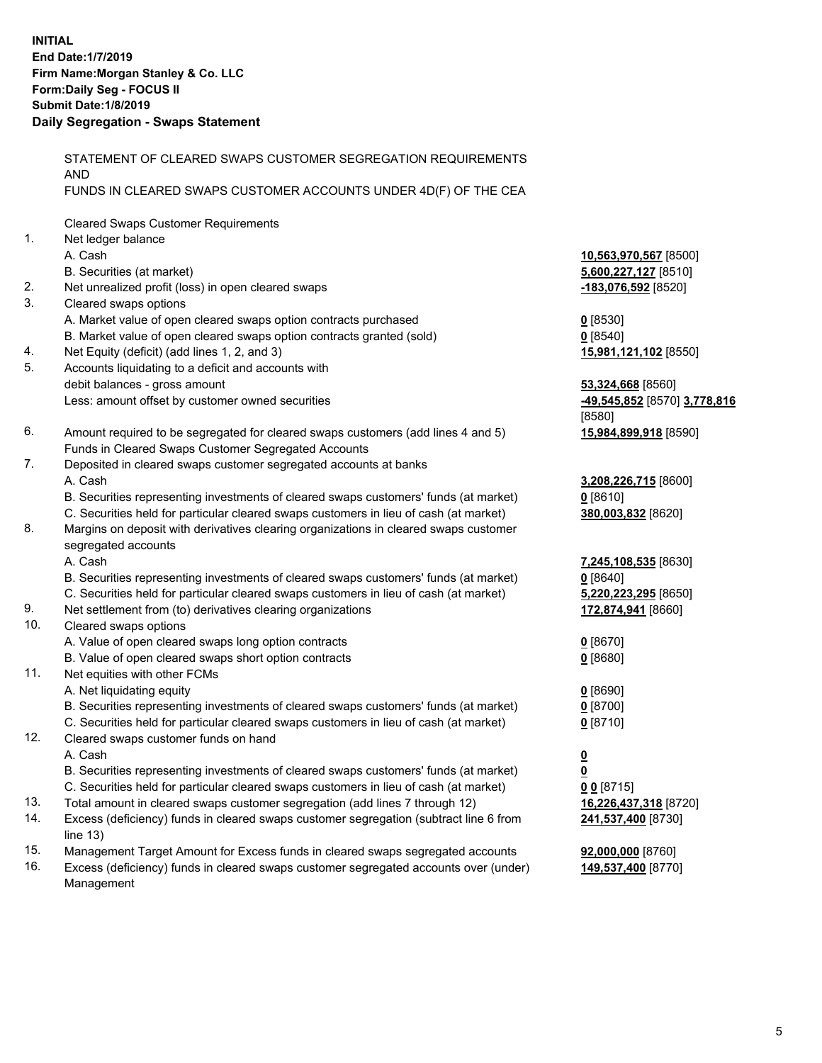**INITIAL**
**End Date:1/7/2019**
**Firm Name:Morgan Stanley & Co. LLC**
**Form:Daily Seg - FOCUS II**
**Submit Date:1/8/2019**
**Daily Segregation - Swaps Statement**

STATEMENT OF CLEARED SWAPS CUSTOMER SEGREGATION REQUIREMENTS AND FUNDS IN CLEARED SWAPS CUSTOMER ACCOUNTS UNDER 4D(F) OF THE CEA

| | | |
|---|---|---|
| | Cleared Swaps Customer Requirements | |
| 1. | Net ledger balance | |
| | A. Cash | **10,563,970,567** [8500] |
| | B. Securities (at market) | **5,600,227,127** [8510] |
| 2. | Net unrealized profit (loss) in open cleared swaps | **-183,076,592** [8520] |
| 3. | Cleared swaps options | |
| | A. Market value of open cleared swaps option contracts purchased | **0** [8530] |
| | B. Market value of open cleared swaps option contracts granted (sold) | **0** [8540] |
| 4. | Net Equity (deficit) (add lines 1, 2, and 3) | **15,981,121,102** [8550] |
| 5. | Accounts liquidating to a deficit and accounts with debit balances - gross amount | **53,324,668** [8560] |
| | Less: amount offset by customer owned securities | **-49,545,852** [8570] **3,778,816** [8580] |
| 6. | Amount required to be segregated for cleared swaps customers (add lines 4 and 5) | **15,984,899,918** [8590] |
| | Funds in Cleared Swaps Customer Segregated Accounts | |
| 7. | Deposited in cleared swaps customer segregated accounts at banks | |
| | A. Cash | **3,208,226,715** [8600] |
| | B. Securities representing investments of cleared swaps customers' funds (at market) | **0** [8610] |
| | C. Securities held for particular cleared swaps customers in lieu of cash (at market) | **380,003,832** [8620] |
| 8. | Margins on deposit with derivatives clearing organizations in cleared swaps customer segregated accounts | |
| | A. Cash | **7,245,108,535** [8630] |
| | B. Securities representing investments of cleared swaps customers' funds (at market) | **0** [8640] |
| | C. Securities held for particular cleared swaps customers in lieu of cash (at market) | **5,220,223,295** [8650] |
| 9. | Net settlement from (to) derivatives clearing organizations | **172,874,941** [8660] |
| 10. | Cleared swaps options | |
| | A. Value of open cleared swaps long option contracts | **0** [8670] |
| | B. Value of open cleared swaps short option contracts | **0** [8680] |
| 11. | Net equities with other FCMs | |
| | A. Net liquidating equity | **0** [8690] |
| | B. Securities representing investments of cleared swaps customers' funds (at market) | **0** [8700] |
| | C. Securities held for particular cleared swaps customers in lieu of cash (at market) | **0** [8710] |
| 12. | Cleared swaps customer funds on hand | |
| | A. Cash | **0** |
| | B. Securities representing investments of cleared swaps customers' funds (at market) | **0** |
| | C. Securities held for particular cleared swaps customers in lieu of cash (at market) | **0** **0** [8715] |
| 13. | Total amount in cleared swaps customer segregation (add lines 7 through 12) | **16,226,437,318** [8720] |
| 14. | Excess (deficiency) funds in cleared swaps customer segregation (subtract line 6 from line 13) | **241,537,400** [8730] |
| 15. | Management Target Amount for Excess funds in cleared swaps segregated accounts | **92,000,000** [8760] |
| 16. | Excess (deficiency) funds in cleared swaps customer segregated accounts over (under) Management | **149,537,400** [8770] |